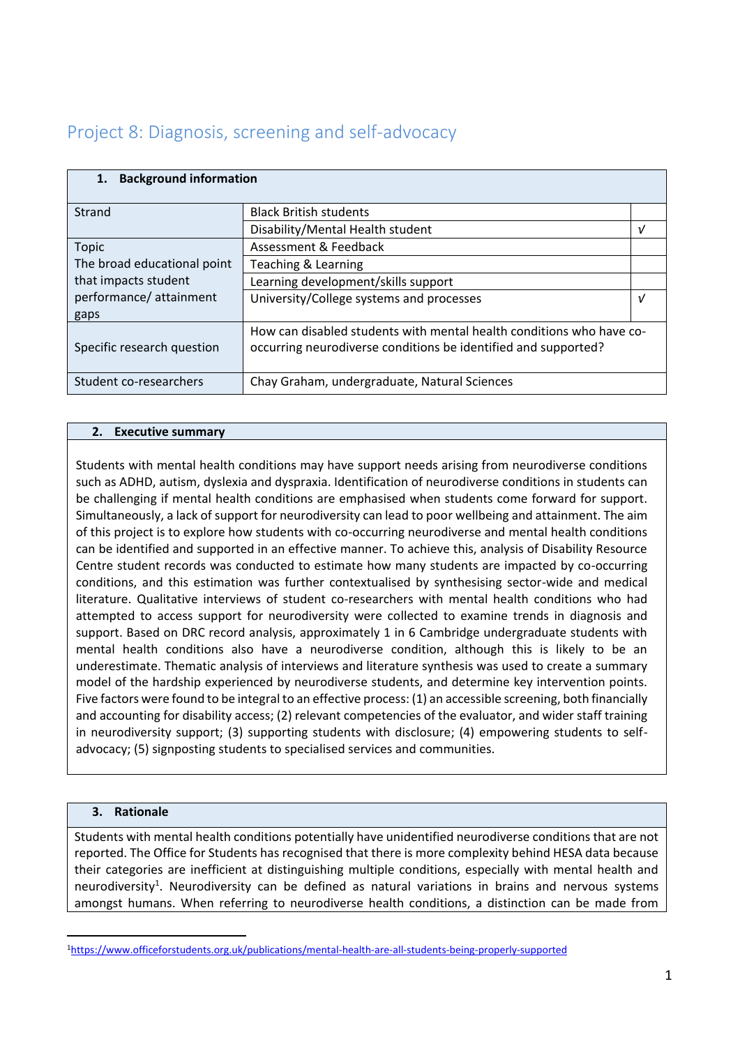# Project 8: Diagnosis, screening and self-advocacy

| **1. Background information** | | |
|---|---|---|
| Strand | Black British students | |
| | Disability/Mental Health student | √ |
| Topic<br>The broad educational point that impacts student performance/ attainment gaps | Assessment & Feedback | |
| | Teaching & Learning | |
| | Learning development/skills support | |
| | University/College systems and processes | √ |
| Specific research question | How can disabled students with mental health conditions who have co-occurring neurodiverse conditions be identified and supported? | |
| Student co-researchers | Chay Graham, undergraduate, Natural Sciences | |

## 2. Executive summary

Students with mental health conditions may have support needs arising from neurodiverse conditions such as ADHD, autism, dyslexia and dyspraxia. Identification of neurodiverse conditions in students can be challenging if mental health conditions are emphasised when students come forward for support. Simultaneously, a lack of support for neurodiversity can lead to poor wellbeing and attainment. The aim of this project is to explore how students with co-occurring neurodiverse and mental health conditions can be identified and supported in an effective manner. To achieve this, analysis of Disability Resource Centre student records was conducted to estimate how many students are impacted by co-occurring conditions, and this estimation was further contextualised by synthesising sector-wide and medical literature. Qualitative interviews of student co-researchers with mental health conditions who had attempted to access support for neurodiversity were collected to examine trends in diagnosis and support. Based on DRC record analysis, approximately 1 in 6 Cambridge undergraduate students with mental health conditions also have a neurodiverse condition, although this is likely to be an underestimate. Thematic analysis of interviews and literature synthesis was used to create a summary model of the hardship experienced by neurodiverse students, and determine key intervention points. Five factors were found to be integral to an effective process: (1) an accessible screening, both financially and accounting for disability access; (2) relevant competencies of the evaluator, and wider staff training in neurodiversity support; (3) supporting students with disclosure; (4) empowering students to self-advocacy; (5) signposting students to specialised services and communities.

## 3. Rationale

Students with mental health conditions potentially have unidentified neurodiverse conditions that are not reported. The Office for Students has recognised that there is more complexity behind HESA data because their categories are inefficient at distinguishing multiple conditions, especially with mental health and neurodiversity[1]. Neurodiversity can be defined as natural variations in brains and nervous systems amongst humans. When referring to neurodiverse health conditions, a distinction can be made from

[1] https://www.officeforstudents.org.uk/publications/mental-health-are-all-students-being-properly-supported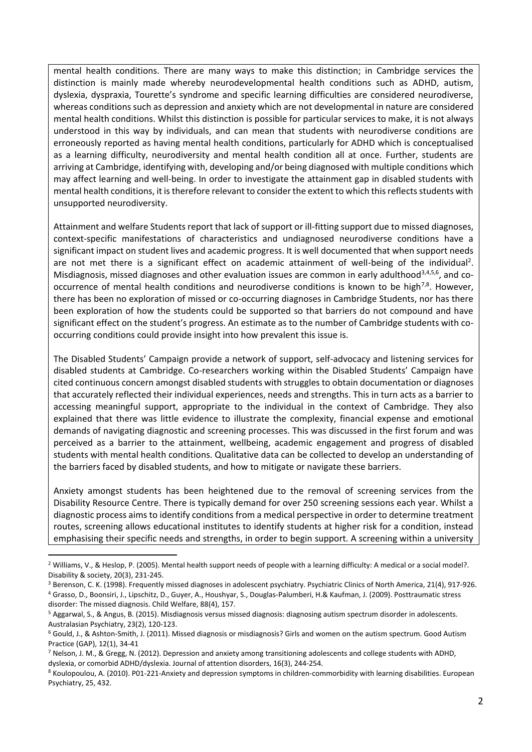mental health conditions. There are many ways to make this distinction; in Cambridge services the distinction is mainly made whereby neurodevelopmental health conditions such as ADHD, autism, dyslexia, dyspraxia, Tourette's syndrome and specific learning difficulties are considered neurodiverse, whereas conditions such as depression and anxiety which are not developmental in nature are considered mental health conditions. Whilst this distinction is possible for particular services to make, it is not always understood in this way by individuals, and can mean that students with neurodiverse conditions are erroneously reported as having mental health conditions, particularly for ADHD which is conceptualised as a learning difficulty, neurodiversity and mental health condition all at once. Further, students are arriving at Cambridge, identifying with, developing and/or being diagnosed with multiple conditions which may affect learning and well-being. In order to investigate the attainment gap in disabled students with mental health conditions, it is therefore relevant to consider the extent to which this reflects students with unsupported neurodiversity.

Attainment and welfare Students report that lack of support or ill-fitting support due to missed diagnoses, context-specific manifestations of characteristics and undiagnosed neurodiverse conditions have a significant impact on student lives and academic progress. It is well documented that when support needs are not met there is a significant effect on academic attainment of well-being of the individual[2]. Misdiagnosis, missed diagnoses and other evaluation issues are common in early adulthood[3,4,5,6], and co-occurrence of mental health conditions and neurodiverse conditions is known to be high[7,8]. However, there has been no exploration of missed or co-occurring diagnoses in Cambridge Students, nor has there been exploration of how the students could be supported so that barriers do not compound and have significant effect on the student's progress. An estimate as to the number of Cambridge students with co-occurring conditions could provide insight into how prevalent this issue is.

The Disabled Students' Campaign provide a network of support, self-advocacy and listening services for disabled students at Cambridge. Co-researchers working within the Disabled Students' Campaign have cited continuous concern amongst disabled students with struggles to obtain documentation or diagnoses that accurately reflected their individual experiences, needs and strengths. This in turn acts as a barrier to accessing meaningful support, appropriate to the individual in the context of Cambridge. They also explained that there was little evidence to illustrate the complexity, financial expense and emotional demands of navigating diagnostic and screening processes. This was discussed in the first forum and was perceived as a barrier to the attainment, wellbeing, academic engagement and progress of disabled students with mental health conditions. Qualitative data can be collected to develop an understanding of the barriers faced by disabled students, and how to mitigate or navigate these barriers.

Anxiety amongst students has been heightened due to the removal of screening services from the Disability Resource Centre. There is typically demand for over 250 screening sessions each year. Whilst a diagnostic process aims to identify conditions from a medical perspective in order to determine treatment routes, screening allows educational institutes to identify students at higher risk for a condition, instead emphasising their specific needs and strengths, in order to begin support. A screening within a university

---

[2] Williams, V., & Heslop, P. (2005). Mental health support needs of people with a learning difficulty: A medical or a social model?. Disability & society, 20(3), 231-245.

[3] Berenson, C. K. (1998). Frequently missed diagnoses in adolescent psychiatry. Psychiatric Clinics of North America, 21(4), 917-926.

[4] Grasso, D., Boonsiri, J., Lipschitz, D., Guyer, A., Houshyar, S., Douglas-Palumberi, H.& Kaufman, J. (2009). Posttraumatic stress disorder: The missed diagnosis. Child Welfare, 88(4), 157.

[5] Aggarwal, S., & Angus, B. (2015). Misdiagnosis versus missed diagnosis: diagnosing autism spectrum disorder in adolescents. Australasian Psychiatry, 23(2), 120-123.

[6] Gould, J., & Ashton-Smith, J. (2011). Missed diagnosis or misdiagnosis? Girls and women on the autism spectrum. Good Autism Practice (GAP), 12(1), 34-41

[7] Nelson, J. M., & Gregg, N. (2012). Depression and anxiety among transitioning adolescents and college students with ADHD, dyslexia, or comorbid ADHD/dyslexia. Journal of attention disorders, 16(3), 244-254.

[8] Koulopoulou, A. (2010). P01-221-Anxiety and depression symptoms in children-commorbidity with learning disabilities. European Psychiatry, 25, 432.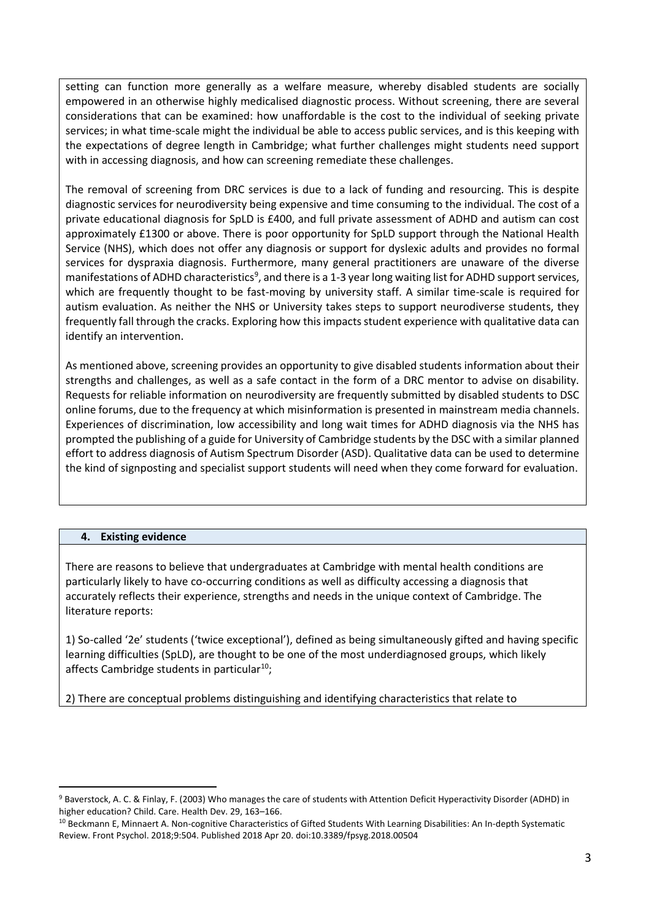setting can function more generally as a welfare measure, whereby disabled students are socially empowered in an otherwise highly medicalised diagnostic process. Without screening, there are several considerations that can be examined: how unaffordable is the cost to the individual of seeking private services; in what time-scale might the individual be able to access public services, and is this keeping with the expectations of degree length in Cambridge; what further challenges might students need support with in accessing diagnosis, and how can screening remediate these challenges.

The removal of screening from DRC services is due to a lack of funding and resourcing. This is despite diagnostic services for neurodiversity being expensive and time consuming to the individual. The cost of a private educational diagnosis for SpLD is £400, and full private assessment of ADHD and autism can cost approximately £1300 or above. There is poor opportunity for SpLD support through the National Health Service (NHS), which does not offer any diagnosis or support for dyslexic adults and provides no formal services for dyspraxia diagnosis. Furthermore, many general practitioners are unaware of the diverse manifestations of ADHD characteristics[9], and there is a 1-3 year long waiting list for ADHD support services, which are frequently thought to be fast-moving by university staff. A similar time-scale is required for autism evaluation. As neither the NHS or University takes steps to support neurodiverse students, they frequently fall through the cracks. Exploring how this impacts student experience with qualitative data can identify an intervention.

As mentioned above, screening provides an opportunity to give disabled students information about their strengths and challenges, as well as a safe contact in the form of a DRC mentor to advise on disability. Requests for reliable information on neurodiversity are frequently submitted by disabled students to DSC online forums, due to the frequency at which misinformation is presented in mainstream media channels. Experiences of discrimination, low accessibility and long wait times for ADHD diagnosis via the NHS has prompted the publishing of a guide for University of Cambridge students by the DSC with a similar planned effort to address diagnosis of Autism Spectrum Disorder (ASD). Qualitative data can be used to determine the kind of signposting and specialist support students will need when they come forward for evaluation.

## 4. Existing evidence

There are reasons to believe that undergraduates at Cambridge with mental health conditions are particularly likely to have co-occurring conditions as well as difficulty accessing a diagnosis that accurately reflects their experience, strengths and needs in the unique context of Cambridge. The literature reports:

1) So-called '2e' students ('twice exceptional'), defined as being simultaneously gifted and having specific learning difficulties (SpLD), are thought to be one of the most underdiagnosed groups, which likely affects Cambridge students in particular[10];

2) There are conceptual problems distinguishing and identifying characteristics that relate to

---

[9] Baverstock, A. C. & Finlay, F. (2003) Who manages the care of students with Attention Deficit Hyperactivity Disorder (ADHD) in higher education? Child. Care. Health Dev. 29, 163–166.

[10] Beckmann E, Minnaert A. Non-cognitive Characteristics of Gifted Students With Learning Disabilities: An In-depth Systematic Review. Front Psychol. 2018;9:504. Published 2018 Apr 20. doi:10.3389/fpsyg.2018.00504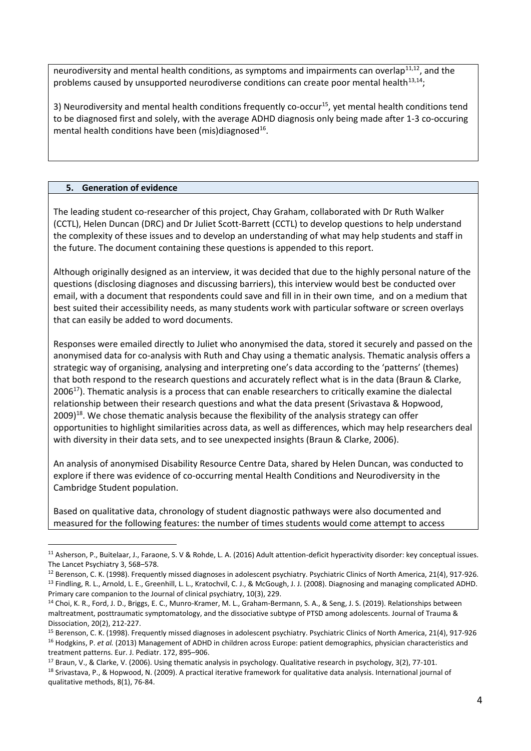neurodiversity and mental health conditions, as symptoms and impairments can overlap[11,12], and the problems caused by unsupported neurodiverse conditions can create poor mental health[13,14];

3) Neurodiversity and mental health conditions frequently co-occur[15], yet mental health conditions tend to be diagnosed first and solely, with the average ADHD diagnosis only being made after 1-3 co-occuring mental health conditions have been (mis)diagnosed[16].

## 5. Generation of evidence

The leading student co-researcher of this project, Chay Graham, collaborated with Dr Ruth Walker (CCTL), Helen Duncan (DRC) and Dr Juliet Scott-Barrett (CCTL) to develop questions to help understand the complexity of these issues and to develop an understanding of what may help students and staff in the future. The document containing these questions is appended to this report.

Although originally designed as an interview, it was decided that due to the highly personal nature of the questions (disclosing diagnoses and discussing barriers), this interview would best be conducted over email, with a document that respondents could save and fill in in their own time, and on a medium that best suited their accessibility needs, as many students work with particular software or screen overlays that can easily be added to word documents.

Responses were emailed directly to Juliet who anonymised the data, stored it securely and passed on the anonymised data for co-analysis with Ruth and Chay using a thematic analysis. Thematic analysis offers a strategic way of organising, analysing and interpreting one's data according to the 'patterns' (themes) that both respond to the research questions and accurately reflect what is in the data (Braun & Clarke, 2006[17]). Thematic analysis is a process that can enable researchers to critically examine the dialectal relationship between their research questions and what the data present (Srivastava & Hopwood, 2009)[18]. We chose thematic analysis because the flexibility of the analysis strategy can offer opportunities to highlight similarities across data, as well as differences, which may help researchers deal with diversity in their data sets, and to see unexpected insights (Braun & Clarke, 2006).

An analysis of anonymised Disability Resource Centre Data, shared by Helen Duncan, was conducted to explore if there was evidence of co-occurring mental Health Conditions and Neurodiversity in the Cambridge Student population.

Based on qualitative data, chronology of student diagnostic pathways were also documented and measured for the following features: the number of times students would come attempt to access

---

[11] Asherson, P., Buitelaar, J., Faraone, S. V & Rohde, L. A. (2016) Adult attention-deficit hyperactivity disorder: key conceptual issues. The Lancet Psychiatry 3, 568–578.

[12] Berenson, C. K. (1998). Frequently missed diagnoses in adolescent psychiatry. Psychiatric Clinics of North America, 21(4), 917-926.

[13] Findling, R. L., Arnold, L. E., Greenhill, L. L., Kratochvil, C. J., & McGough, J. J. (2008). Diagnosing and managing complicated ADHD. Primary care companion to the Journal of clinical psychiatry, 10(3), 229.

[14] Choi, K. R., Ford, J. D., Briggs, E. C., Munro-Kramer, M. L., Graham-Bermann, S. A., & Seng, J. S. (2019). Relationships between maltreatment, posttraumatic symptomatology, and the dissociative subtype of PTSD among adolescents. Journal of Trauma & Dissociation, 20(2), 212-227.

[15] Berenson, C. K. (1998). Frequently missed diagnoses in adolescent psychiatry. Psychiatric Clinics of North America, 21(4), 917-926

[16] Hodgkins, P. *et al.* (2013) Management of ADHD in children across Europe: patient demographics, physician characteristics and treatment patterns. Eur. J. Pediatr. 172, 895–906.

[17] Braun, V., & Clarke, V. (2006). Using thematic analysis in psychology. Qualitative research in psychology, 3(2), 77-101.

[18] Srivastava, P., & Hopwood, N. (2009). A practical iterative framework for qualitative data analysis. International journal of qualitative methods, 8(1), 76-84.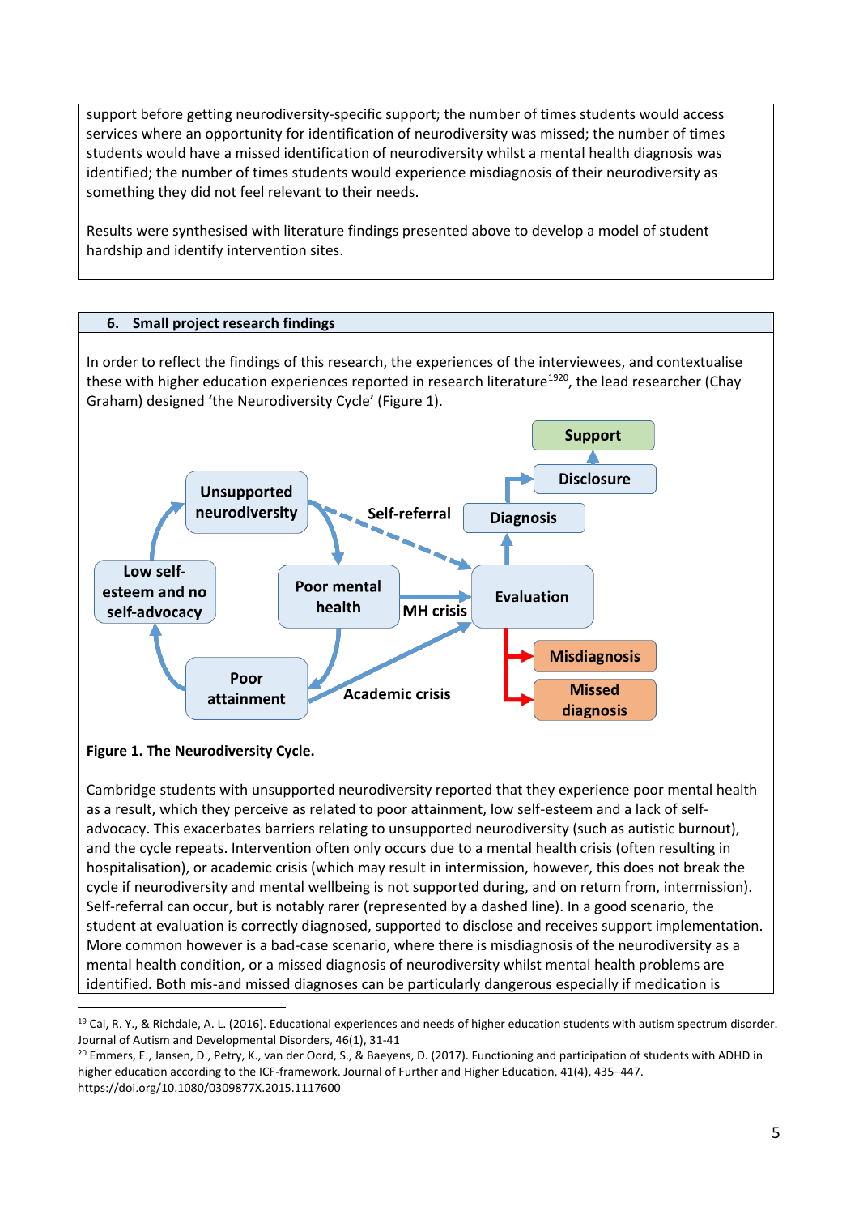support before getting neurodiversity-specific support; the number of times students would access services where an opportunity for identification of neurodiversity was missed; the number of times students would have a missed identification of neurodiversity whilst a mental health diagnosis was identified; the number of times students would experience misdiagnosis of their neurodiversity as something they did not feel relevant to their needs.

Results were synthesised with literature findings presented above to develop a model of student hardship and identify intervention sites.

## 6. Small project research findings

In order to reflect the findings of this research, the experiences of the interviewees, and contextualise these with higher education experiences reported in research literature[19,20], the lead researcher (Chay Graham) designed 'the Neurodiversity Cycle' (Figure 1).

Unsupported neurodiversity — Self-referral — Diagnosis — Disclosure — Support

Low self-esteem and no self-advocacy — Poor mental health — MH crisis — Evaluation

Poor attainment — Academic crisis — Misdiagnosis — Missed diagnosis

**Figure 1. The Neurodiversity Cycle.**

Cambridge students with unsupported neurodiversity reported that they experience poor mental health as a result, which they perceive as related to poor attainment, low self-esteem and a lack of self-advocacy. This exacerbates barriers relating to unsupported neurodiversity (such as autistic burnout), and the cycle repeats. Intervention often only occurs due to a mental health crisis (often resulting in hospitalisation), or academic crisis (which may result in intermission, however, this does not break the cycle if neurodiversity and mental wellbeing is not supported during, and on return from, intermission). Self-referral can occur, but is notably rarer (represented by a dashed line). In a good scenario, the student at evaluation is correctly diagnosed, supported to disclose and receives support implementation. More common however is a bad-case scenario, where there is misdiagnosis of the neurodiversity as a mental health condition, or a missed diagnosis of neurodiversity whilst mental health problems are identified. Both mis-and missed diagnoses can be particularly dangerous especially if medication is

[19] Cai, R. Y., & Richdale, A. L. (2016). Educational experiences and needs of higher education students with autism spectrum disorder. Journal of Autism and Developmental Disorders, 46(1), 31-41

[20] Emmers, E., Jansen, D., Petry, K., van der Oord, S., & Baeyens, D. (2017). Functioning and participation of students with ADHD in higher education according to the ICF-framework. Journal of Further and Higher Education, 41(4), 435–447. https://doi.org/10.1080/0309877X.2015.1117600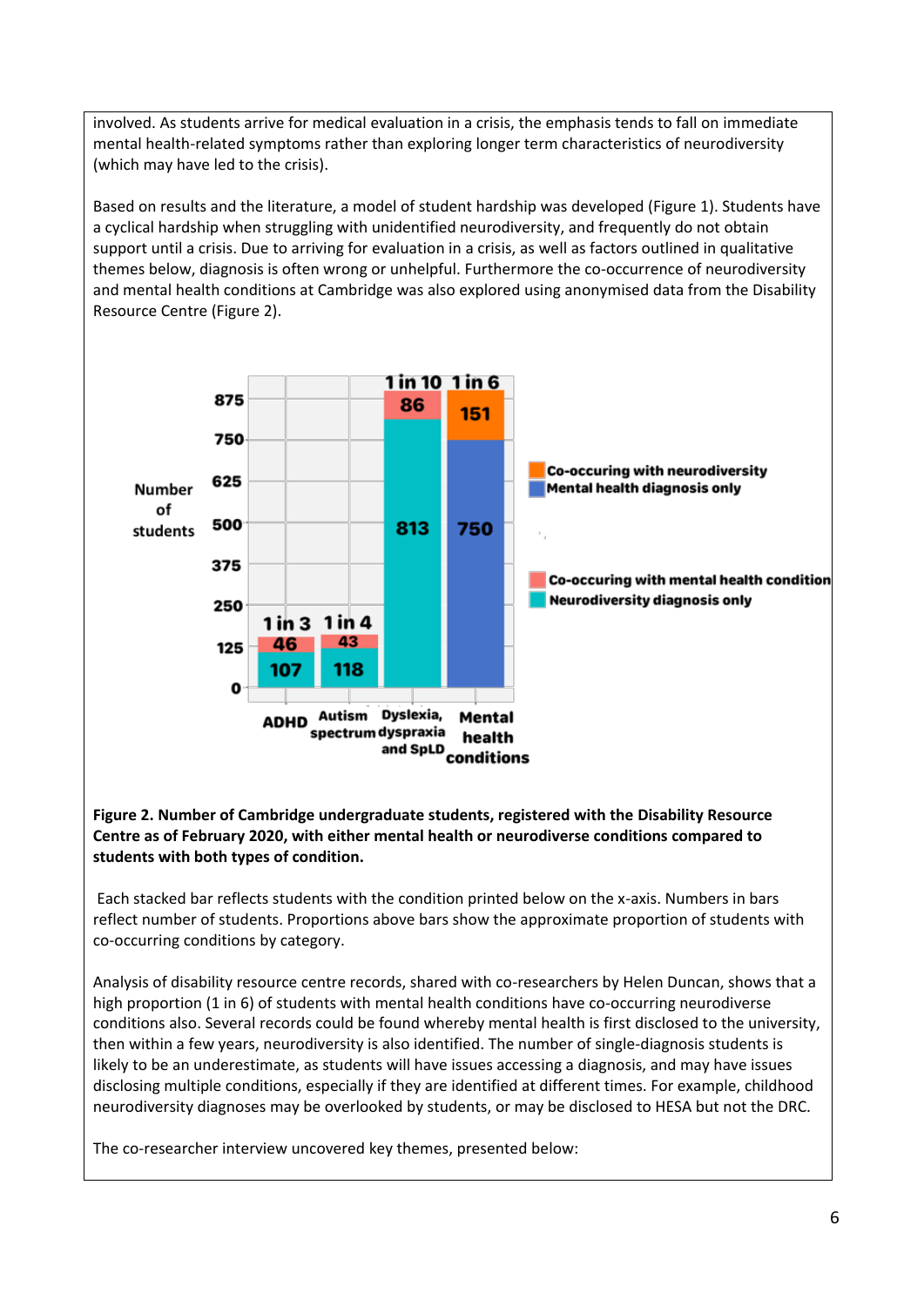involved. As students arrive for medical evaluation in a crisis, the emphasis tends to fall on immediate mental health-related symptoms rather than exploring longer term characteristics of neurodiversity (which may have led to the crisis).

Based on results and the literature, a model of student hardship was developed (Figure 1). Students have a cyclical hardship when struggling with unidentified neurodiversity, and frequently do not obtain support until a crisis. Due to arriving for evaluation in a crisis, as well as factors outlined in qualitative themes below, diagnosis is often wrong or unhelpful. Furthermore the co-occurrence of neurodiversity and mental health conditions at Cambridge was also explored using anonymised data from the Disability Resource Centre (Figure 2).

**Figure 2. Number of Cambridge undergraduate students, registered with the Disability Resource Centre as of February 2020, with either mental health or neurodiverse conditions compared to students with both types of condition.**

Each stacked bar reflects students with the condition printed below on the x-axis. Numbers in bars reflect number of students. Proportions above bars show the approximate proportion of students with co-occurring conditions by category.

Analysis of disability resource centre records, shared with co-researchers by Helen Duncan, shows that a high proportion (1 in 6) of students with mental health conditions have co-occurring neurodiverse conditions also. Several records could be found whereby mental health is first disclosed to the university, then within a few years, neurodiversity is also identified. The number of single-diagnosis students is likely to be an underestimate, as students will have issues accessing a diagnosis, and may have issues disclosing multiple conditions, especially if they are identified at different times. For example, childhood neurodiversity diagnoses may be overlooked by students, or may be disclosed to HESA but not the DRC.

The co-researcher interview uncovered key themes, presented below: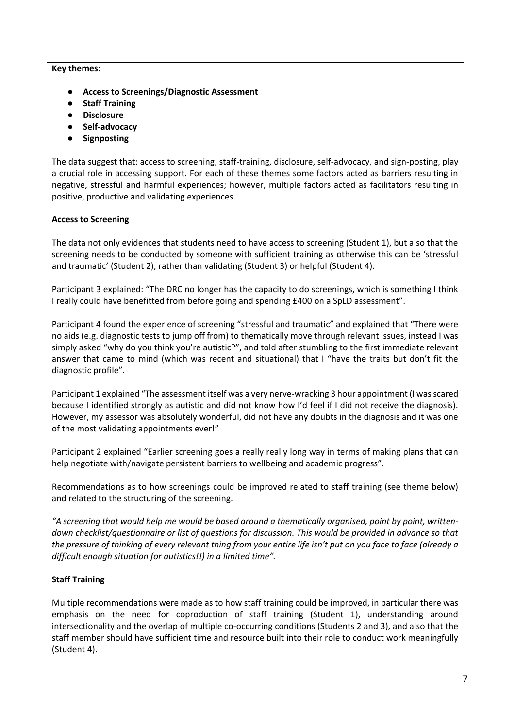**Key themes:**

- **Access to Screenings/Diagnostic Assessment**
- **Staff Training**
- **Disclosure**
- **Self-advocacy**
- **Signposting**

The data suggest that: access to screening, staff-training, disclosure, self-advocacy, and sign-posting, play a crucial role in accessing support. For each of these themes some factors acted as barriers resulting in negative, stressful and harmful experiences; however, multiple factors acted as facilitators resulting in positive, productive and validating experiences.

**Access to Screening**

The data not only evidences that students need to have access to screening (Student 1), but also that the screening needs to be conducted by someone with sufficient training as otherwise this can be 'stressful and traumatic' (Student 2), rather than validating (Student 3) or helpful (Student 4).

Participant 3 explained: "The DRC no longer has the capacity to do screenings, which is something I think I really could have benefitted from before going and spending £400 on a SpLD assessment".

Participant 4 found the experience of screening "stressful and traumatic" and explained that "There were no aids (e.g. diagnostic tests to jump off from) to thematically move through relevant issues, instead I was simply asked "why do you think you're autistic?", and told after stumbling to the first immediate relevant answer that came to mind (which was recent and situational) that I "have the traits but don't fit the diagnostic profile".

Participant 1 explained "The assessment itself was a very nerve-wracking 3 hour appointment (I was scared because I identified strongly as autistic and did not know how I'd feel if I did not receive the diagnosis). However, my assessor was absolutely wonderful, did not have any doubts in the diagnosis and it was one of the most validating appointments ever!"

Participant 2 explained "Earlier screening goes a really really long way in terms of making plans that can help negotiate with/navigate persistent barriers to wellbeing and academic progress".

Recommendations as to how screenings could be improved related to staff training (see theme below) and related to the structuring of the screening.

*"A screening that would help me would be based around a thematically organised, point by point, written-down checklist/questionnaire or list of questions for discussion. This would be provided in advance so that the pressure of thinking of every relevant thing from your entire life isn't put on you face to face (already a difficult enough situation for autistics!!) in a limited time".*

**Staff Training**

Multiple recommendations were made as to how staff training could be improved, in particular there was emphasis on the need for coproduction of staff training (Student 1), understanding around intersectionality and the overlap of multiple co-occurring conditions (Students 2 and 3), and also that the staff member should have sufficient time and resource built into their role to conduct work meaningfully (Student 4).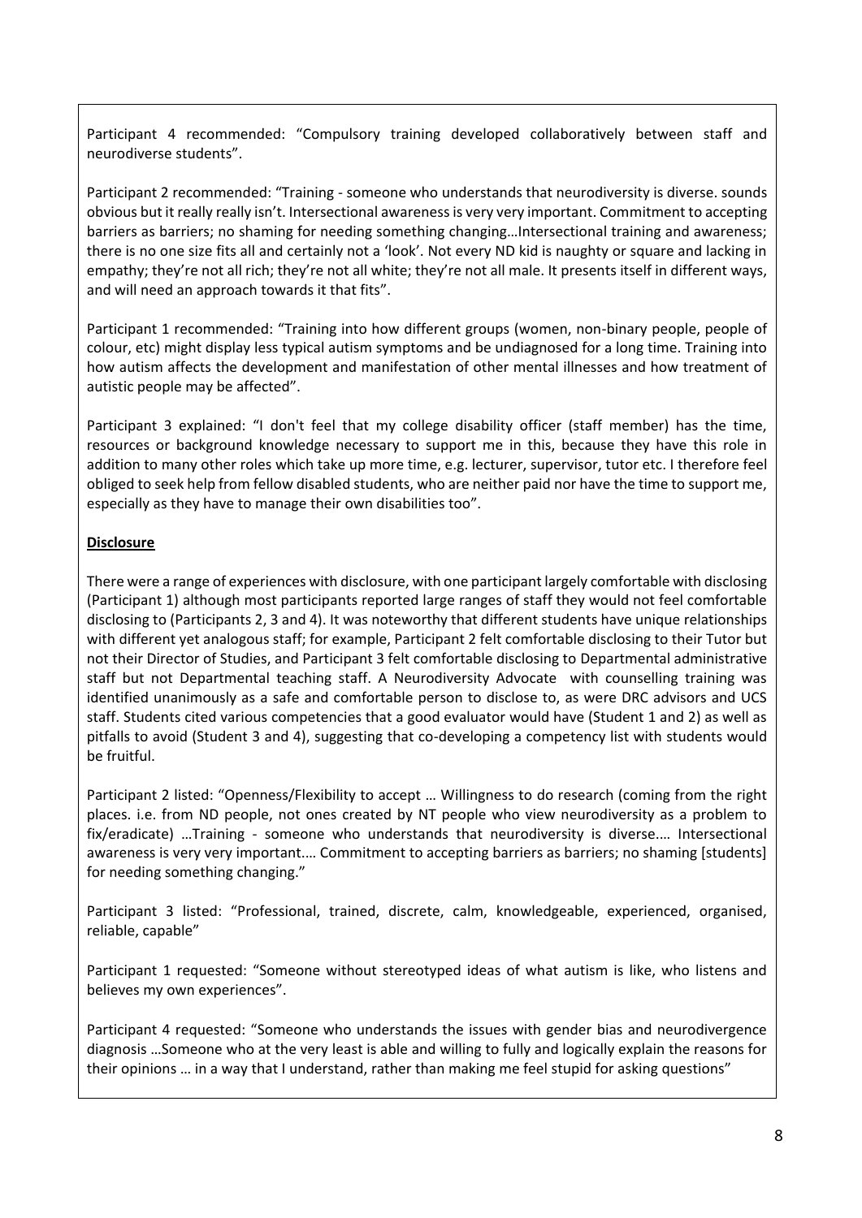Participant 4 recommended: "Compulsory training developed collaboratively between staff and neurodiverse students".

Participant 2 recommended: "Training - someone who understands that neurodiversity is diverse. sounds obvious but it really really isn't. Intersectional awareness is very very important. Commitment to accepting barriers as barriers; no shaming for needing something changing…Intersectional training and awareness; there is no one size fits all and certainly not a 'look'. Not every ND kid is naughty or square and lacking in empathy; they're not all rich; they're not all white; they're not all male. It presents itself in different ways, and will need an approach towards it that fits".

Participant 1 recommended: "Training into how different groups (women, non-binary people, people of colour, etc) might display less typical autism symptoms and be undiagnosed for a long time. Training into how autism affects the development and manifestation of other mental illnesses and how treatment of autistic people may be affected".

Participant 3 explained: "I don't feel that my college disability officer (staff member) has the time, resources or background knowledge necessary to support me in this, because they have this role in addition to many other roles which take up more time, e.g. lecturer, supervisor, tutor etc. I therefore feel obliged to seek help from fellow disabled students, who are neither paid nor have the time to support me, especially as they have to manage their own disabilities too".

**Disclosure**

There were a range of experiences with disclosure, with one participant largely comfortable with disclosing (Participant 1) although most participants reported large ranges of staff they would not feel comfortable disclosing to (Participants 2, 3 and 4). It was noteworthy that different students have unique relationships with different yet analogous staff; for example, Participant 2 felt comfortable disclosing to their Tutor but not their Director of Studies, and Participant 3 felt comfortable disclosing to Departmental administrative staff but not Departmental teaching staff. A Neurodiversity Advocate with counselling training was identified unanimously as a safe and comfortable person to disclose to, as were DRC advisors and UCS staff. Students cited various competencies that a good evaluator would have (Student 1 and 2) as well as pitfalls to avoid (Student 3 and 4), suggesting that co-developing a competency list with students would be fruitful.

Participant 2 listed: "Openness/Flexibility to accept … Willingness to do research (coming from the right places. i.e. from ND people, not ones created by NT people who view neurodiversity as a problem to fix/eradicate) …Training - someone who understands that neurodiversity is diverse.… Intersectional awareness is very very important.… Commitment to accepting barriers as barriers; no shaming [students] for needing something changing."

Participant 3 listed: "Professional, trained, discrete, calm, knowledgeable, experienced, organised, reliable, capable"

Participant 1 requested: "Someone without stereotyped ideas of what autism is like, who listens and believes my own experiences".

Participant 4 requested: "Someone who understands the issues with gender bias and neurodivergence diagnosis …Someone who at the very least is able and willing to fully and logically explain the reasons for their opinions … in a way that I understand, rather than making me feel stupid for asking questions"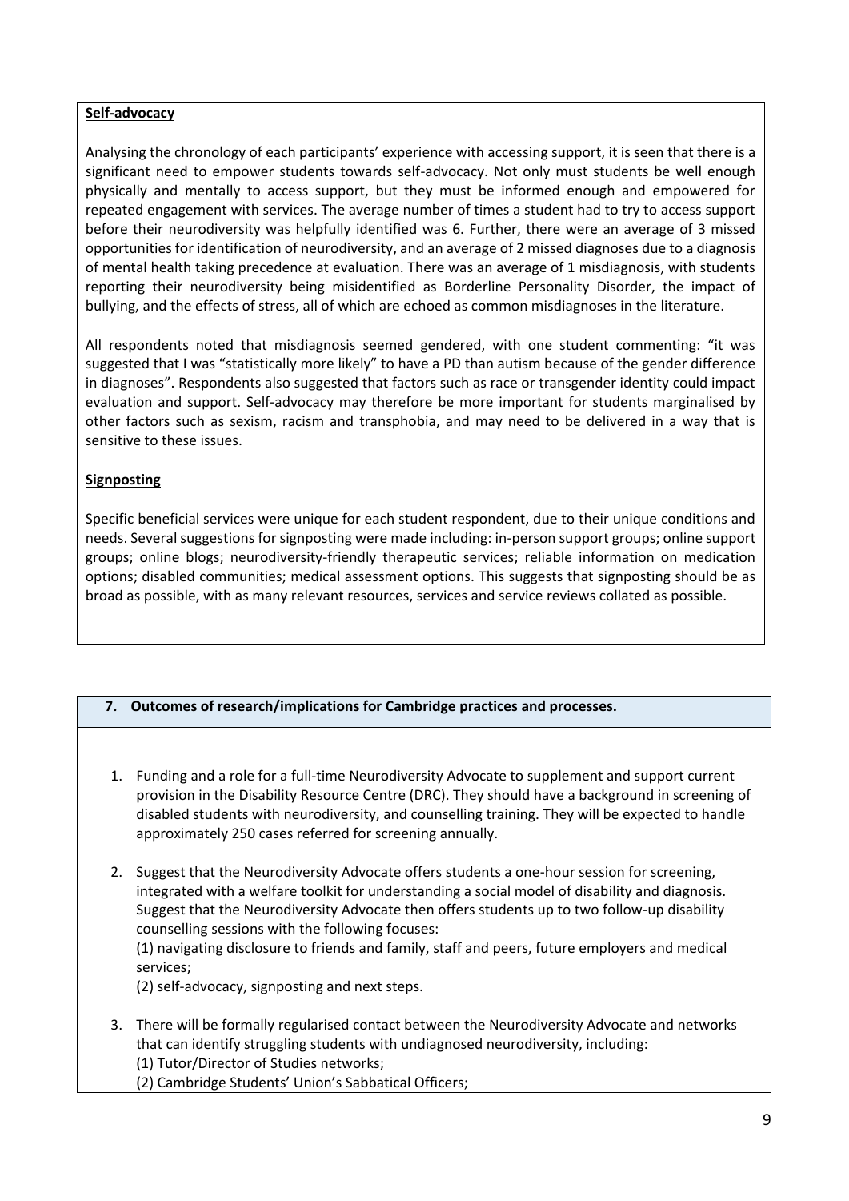**Self-advocacy**

Analysing the chronology of each participants' experience with accessing support, it is seen that there is a significant need to empower students towards self-advocacy. Not only must students be well enough physically and mentally to access support, but they must be informed enough and empowered for repeated engagement with services. The average number of times a student had to try to access support before their neurodiversity was helpfully identified was 6. Further, there were an average of 3 missed opportunities for identification of neurodiversity, and an average of 2 missed diagnoses due to a diagnosis of mental health taking precedence at evaluation. There was an average of 1 misdiagnosis, with students reporting their neurodiversity being misidentified as Borderline Personality Disorder, the impact of bullying, and the effects of stress, all of which are echoed as common misdiagnoses in the literature.

All respondents noted that misdiagnosis seemed gendered, with one student commenting: "it was suggested that I was "statistically more likely" to have a PD than autism because of the gender difference in diagnoses". Respondents also suggested that factors such as race or transgender identity could impact evaluation and support. Self-advocacy may therefore be more important for students marginalised by other factors such as sexism, racism and transphobia, and may need to be delivered in a way that is sensitive to these issues.

**Signposting**

Specific beneficial services were unique for each student respondent, due to their unique conditions and needs. Several suggestions for signposting were made including: in-person support groups; online support groups; online blogs; neurodiversity-friendly therapeutic services; reliable information on medication options; disabled communities; medical assessment options. This suggests that signposting should be as broad as possible, with as many relevant resources, services and service reviews collated as possible.

## 7. Outcomes of research/implications for Cambridge practices and processes.

1. Funding and a role for a full-time Neurodiversity Advocate to supplement and support current provision in the Disability Resource Centre (DRC). They should have a background in screening of disabled students with neurodiversity, and counselling training. They will be expected to handle approximately 250 cases referred for screening annually.
2. Suggest that the Neurodiversity Advocate offers students a one-hour session for screening, integrated with a welfare toolkit for understanding a social model of disability and diagnosis. Suggest that the Neurodiversity Advocate then offers students up to two follow-up disability counselling sessions with the following focuses:
   (1) navigating disclosure to friends and family, staff and peers, future employers and medical services;
   (2) self-advocacy, signposting and next steps.
3. There will be formally regularised contact between the Neurodiversity Advocate and networks that can identify struggling students with undiagnosed neurodiversity, including:
   (1) Tutor/Director of Studies networks;
   (2) Cambridge Students' Union's Sabbatical Officers;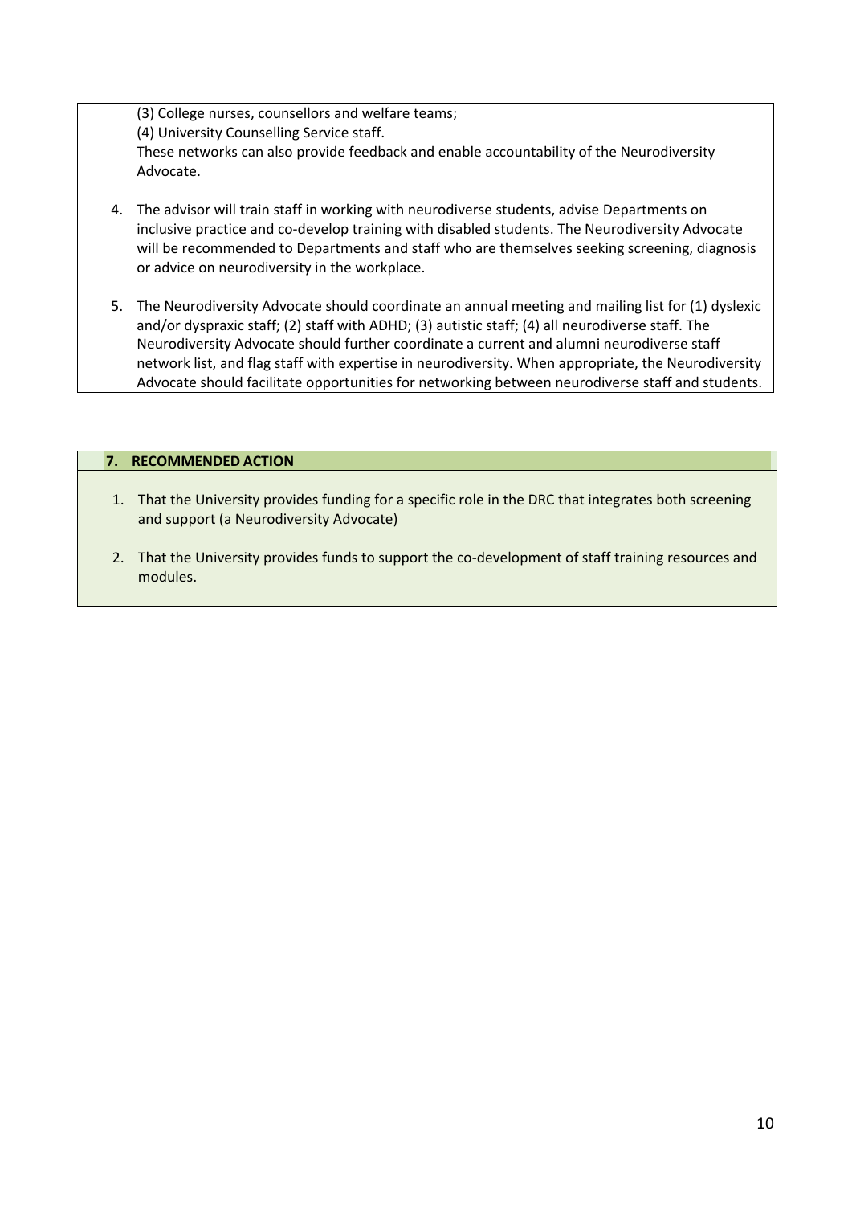(3) College nurses, counsellors and welfare teams;
(4) University Counselling Service staff.
These networks can also provide feedback and enable accountability of the Neurodiversity Advocate.

4. The advisor will train staff in working with neurodiverse students, advise Departments on inclusive practice and co-develop training with disabled students. The Neurodiversity Advocate will be recommended to Departments and staff who are themselves seeking screening, diagnosis or advice on neurodiversity in the workplace.

5. The Neurodiversity Advocate should coordinate an annual meeting and mailing list for (1) dyslexic and/or dyspraxic staff; (2) staff with ADHD; (3) autistic staff; (4) all neurodiverse staff. The Neurodiversity Advocate should further coordinate a current and alumni neurodiverse staff network list, and flag staff with expertise in neurodiversity. When appropriate, the Neurodiversity Advocate should facilitate opportunities for networking between neurodiverse staff and students.

## 7. RECOMMENDED ACTION

1. That the University provides funding for a specific role in the DRC that integrates both screening and support (a Neurodiversity Advocate)

2. That the University provides funds to support the co-development of staff training resources and modules.